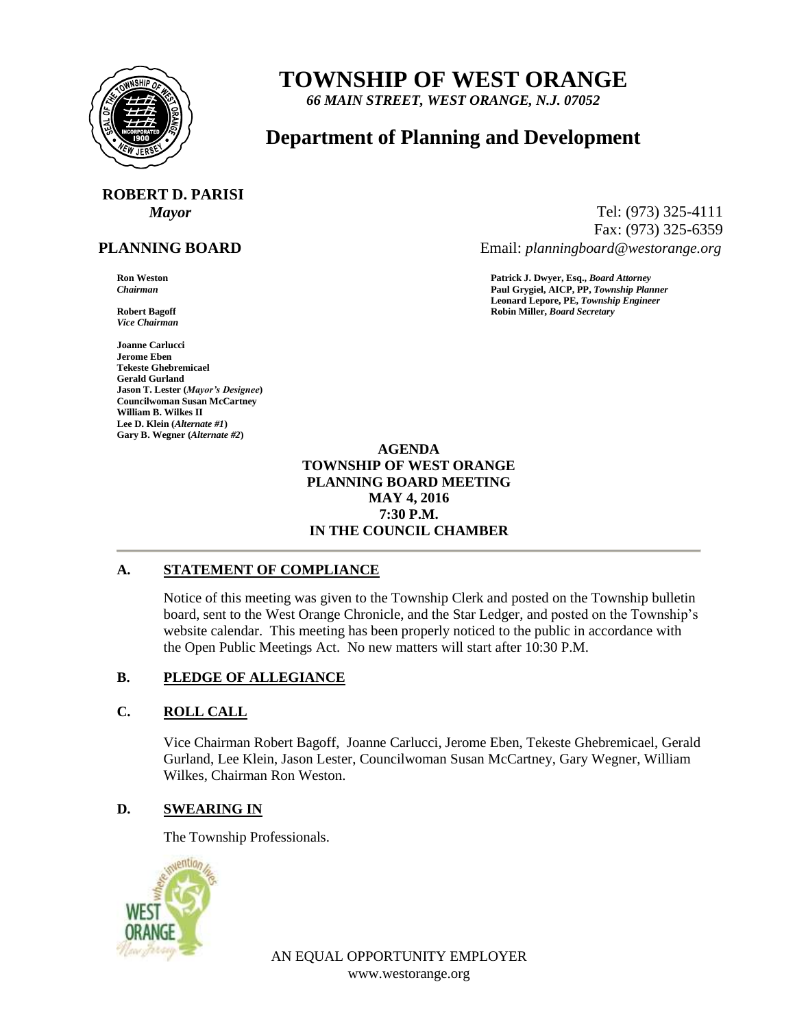# TOWNSHIP OF WEST ORANGE

*66 MAIN STREET, WEST ORANGE, N.J. 07052*

## Department of Planning and Development

**ROBERT D. PARISI**
*Mayor*

Tel: (973) 325-4111
Fax: (973) 325-6359
Email: *planningboard@westorange.org*

**PLANNING BOARD**

**Ron Weston**
*Chairman*

**Robert Bagoff**
*Vice Chairman*

**Joanne Carlucci**
**Jerome Eben**
**Tekeste Ghebremicael**
**Gerald Gurland**
**Jason T. Lester (*Mayor's Designee*)**
**Councilwoman Susan McCartney**
**William B. Wilkes II**
**Lee D. Klein (*Alternate #1*)**
**Gary B. Wegner (*Alternate #2*)**

**Patrick J. Dwyer, Esq., *Board Attorney***
**Paul Grygiel, AICP, PP, *Township Planner***
**Leonard Lepore, PE, *Township Engineer***
**Robin Miller, *Board Secretary***

**AGENDA**
**TOWNSHIP OF WEST ORANGE**
**PLANNING BOARD MEETING**
**MAY 4, 2016**
**7:30 P.M.**
**IN THE COUNCIL CHAMBER**

### A. STATEMENT OF COMPLIANCE

Notice of this meeting was given to the Township Clerk and posted on the Township bulletin board, sent to the West Orange Chronicle, and the Star Ledger, and posted on the Township's website calendar. This meeting has been properly noticed to the public in accordance with the Open Public Meetings Act. No new matters will start after 10:30 P.M.

### B. PLEDGE OF ALLEGIANCE

### C. ROLL CALL

Vice Chairman Robert Bagoff, Joanne Carlucci, Jerome Eben, Tekeste Ghebremicael, Gerald Gurland, Lee Klein, Jason Lester, Councilwoman Susan McCartney, Gary Wegner, William Wilkes, Chairman Ron Weston.

### D. SWEARING IN

The Township Professionals.

AN EQUAL OPPORTUNITY EMPLOYER
www.westorange.org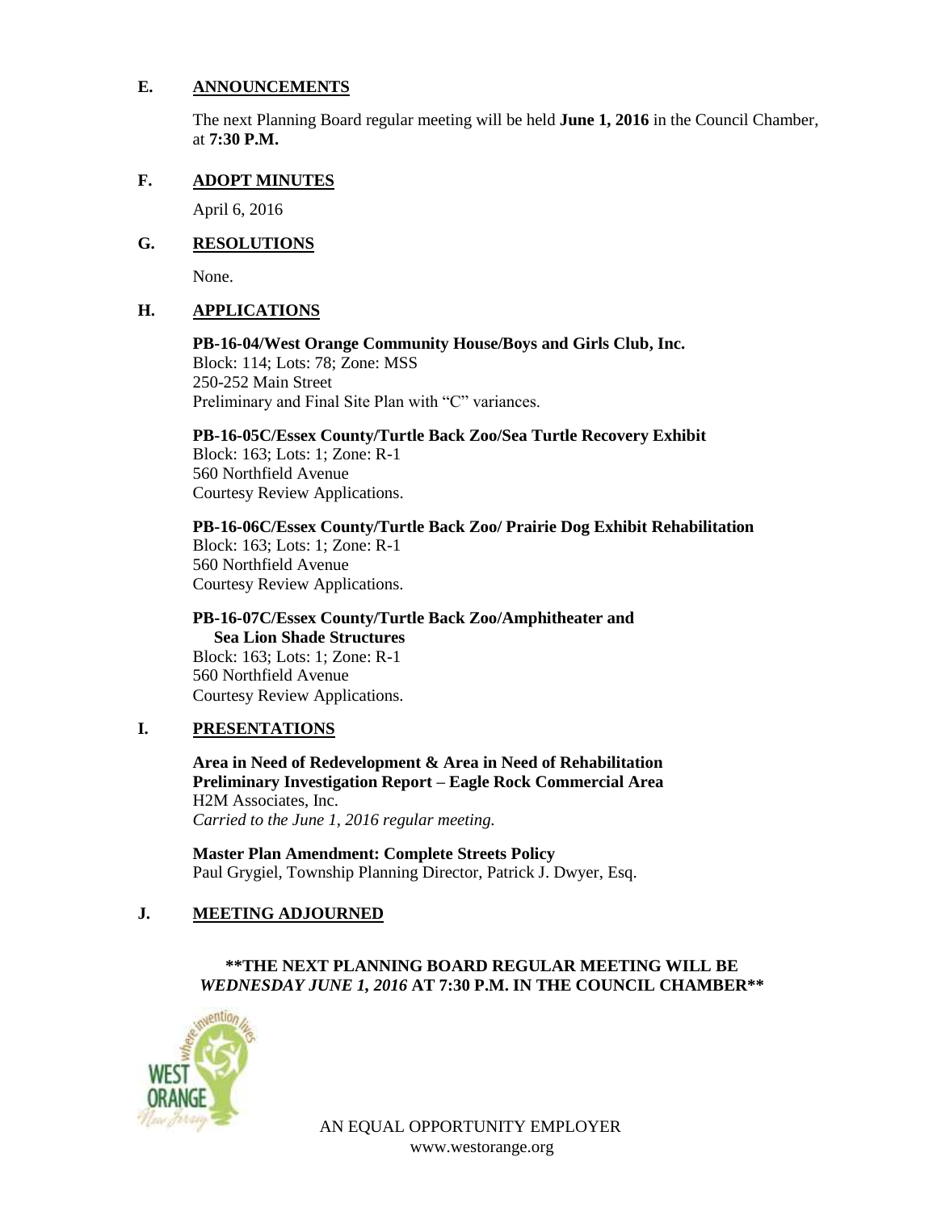## E. ANNOUNCEMENTS

The next Planning Board regular meeting will be held **June 1, 2016** in the Council Chamber, at **7:30 P.M.**

## F. ADOPT MINUTES

April 6, 2016

## G. RESOLUTIONS

None.

## H. APPLICATIONS

**PB-16-04/West Orange Community House/Boys and Girls Club, Inc.**
Block: 114; Lots: 78; Zone: MSS
250-252 Main Street
Preliminary and Final Site Plan with "C" variances.

**PB-16-05C/Essex County/Turtle Back Zoo/Sea Turtle Recovery Exhibit**
Block: 163; Lots: 1; Zone: R-1
560 Northfield Avenue
Courtesy Review Applications.

**PB-16-06C/Essex County/Turtle Back Zoo/ Prairie Dog Exhibit Rehabilitation**
Block: 163; Lots: 1; Zone: R-1
560 Northfield Avenue
Courtesy Review Applications.

**PB-16-07C/Essex County/Turtle Back Zoo/Amphitheater and Sea Lion Shade Structures**
Block: 163; Lots: 1; Zone: R-1
560 Northfield Avenue
Courtesy Review Applications.

## I. PRESENTATIONS

**Area in Need of Redevelopment & Area in Need of Rehabilitation Preliminary Investigation Report – Eagle Rock Commercial Area**
H2M Associates, Inc.
*Carried to the June 1, 2016 regular meeting.*

**Master Plan Amendment: Complete Streets Policy**
Paul Grygiel, Township Planning Director, Patrick J. Dwyer, Esq.

## J. MEETING ADJOURNED

**\*\*THE NEXT PLANNING BOARD REGULAR MEETING WILL BE *WEDNESDAY JUNE 1, 2016* AT 7:30 P.M. IN THE COUNCIL CHAMBER\*\***

AN EQUAL OPPORTUNITY EMPLOYER
www.westorange.org